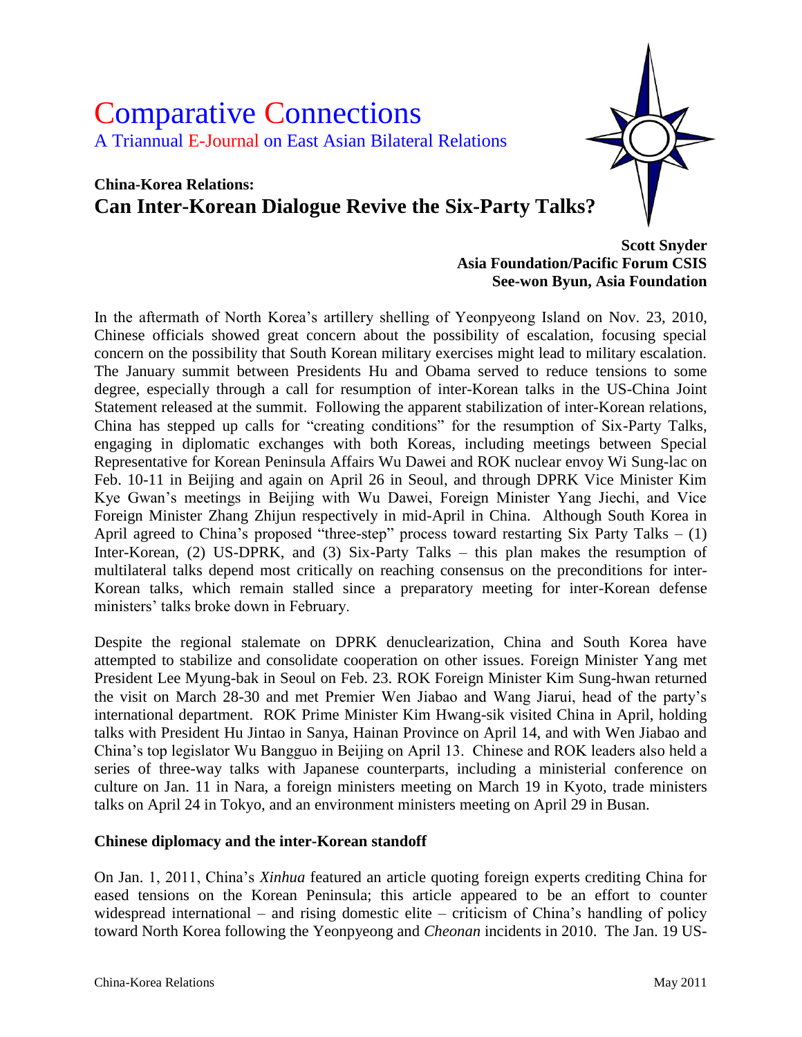# Comparative Connections

A Triannual E-Journal on East Asian Bilateral Relations

## China-Korea Relations:
## Can Inter-Korean Dialogue Revive the Six-Party Talks?

**Scott Snyder**
**Asia Foundation/Pacific Forum CSIS**
**See-won Byun, Asia Foundation**

In the aftermath of North Korea's artillery shelling of Yeonpyeong Island on Nov. 23, 2010, Chinese officials showed great concern about the possibility of escalation, focusing special concern on the possibility that South Korean military exercises might lead to military escalation. The January summit between Presidents Hu and Obama served to reduce tensions to some degree, especially through a call for resumption of inter-Korean talks in the US-China Joint Statement released at the summit. Following the apparent stabilization of inter-Korean relations, China has stepped up calls for "creating conditions" for the resumption of Six-Party Talks, engaging in diplomatic exchanges with both Koreas, including meetings between Special Representative for Korean Peninsula Affairs Wu Dawei and ROK nuclear envoy Wi Sung-lac on Feb. 10-11 in Beijing and again on April 26 in Seoul, and through DPRK Vice Minister Kim Kye Gwan's meetings in Beijing with Wu Dawei, Foreign Minister Yang Jiechi, and Vice Foreign Minister Zhang Zhijun respectively in mid-April in China. Although South Korea in April agreed to China's proposed "three-step" process toward restarting Six Party Talks – (1) Inter-Korean, (2) US-DPRK, and (3) Six-Party Talks – this plan makes the resumption of multilateral talks depend most critically on reaching consensus on the preconditions for inter-Korean talks, which remain stalled since a preparatory meeting for inter-Korean defense ministers' talks broke down in February.

Despite the regional stalemate on DPRK denuclearization, China and South Korea have attempted to stabilize and consolidate cooperation on other issues. Foreign Minister Yang met President Lee Myung-bak in Seoul on Feb. 23. ROK Foreign Minister Kim Sung-hwan returned the visit on March 28-30 and met Premier Wen Jiabao and Wang Jiarui, head of the party's international department. ROK Prime Minister Kim Hwang-sik visited China in April, holding talks with President Hu Jintao in Sanya, Hainan Province on April 14, and with Wen Jiabao and China's top legislator Wu Bangguo in Beijing on April 13. Chinese and ROK leaders also held a series of three-way talks with Japanese counterparts, including a ministerial conference on culture on Jan. 11 in Nara, a foreign ministers meeting on March 19 in Kyoto, trade ministers talks on April 24 in Tokyo, and an environment ministers meeting on April 29 in Busan.

### Chinese diplomacy and the inter-Korean standoff

On Jan. 1, 2011, China's *Xinhua* featured an article quoting foreign experts crediting China for eased tensions on the Korean Peninsula; this article appeared to be an effort to counter widespread international – and rising domestic elite – criticism of China's handling of policy toward North Korea following the Yeonpyeong and *Cheonan* incidents in 2010. The Jan. 19 US-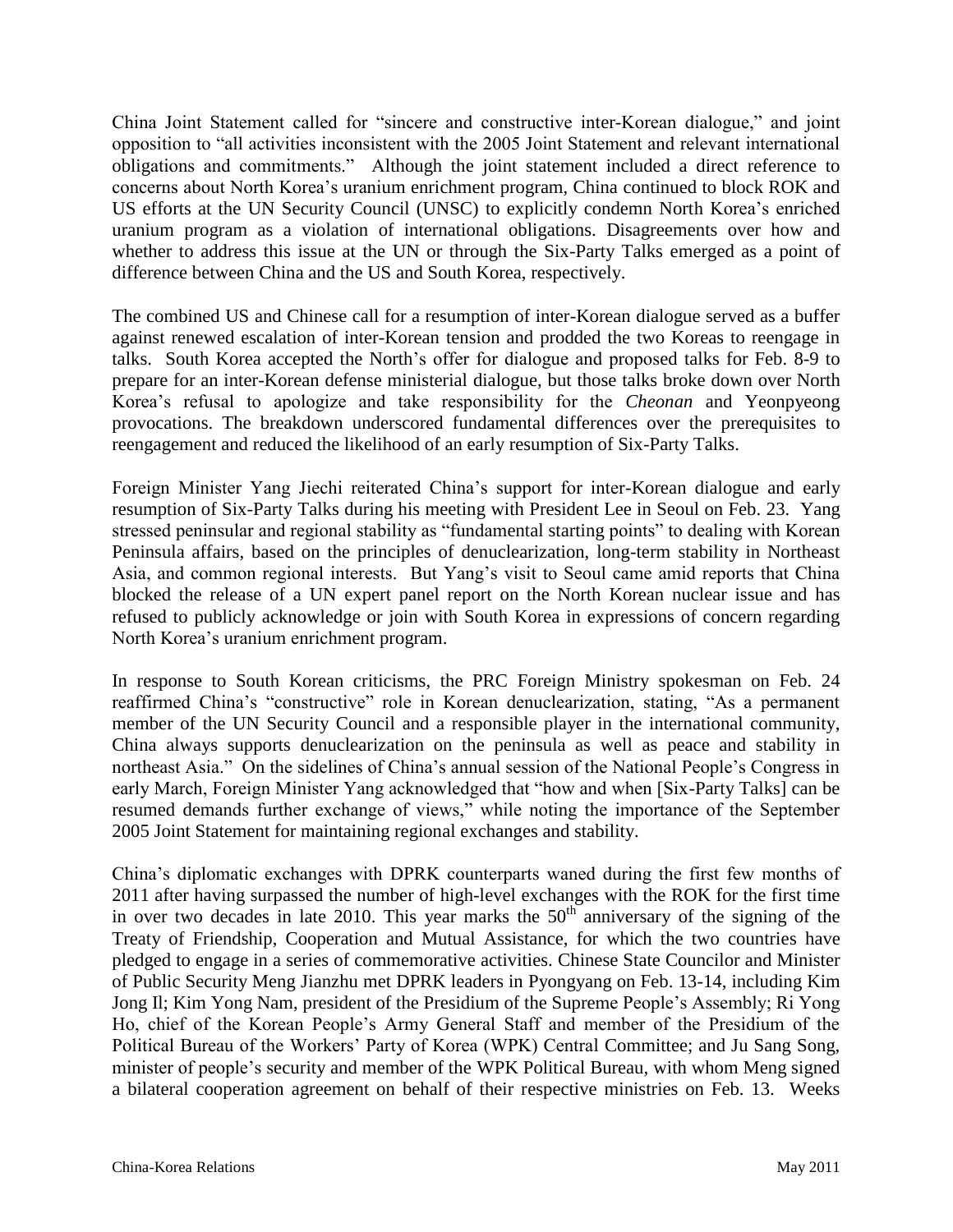China Joint Statement called for "sincere and constructive inter-Korean dialogue," and joint opposition to "all activities inconsistent with the 2005 Joint Statement and relevant international obligations and commitments." Although the joint statement included a direct reference to concerns about North Korea's uranium enrichment program, China continued to block ROK and US efforts at the UN Security Council (UNSC) to explicitly condemn North Korea's enriched uranium program as a violation of international obligations. Disagreements over how and whether to address this issue at the UN or through the Six-Party Talks emerged as a point of difference between China and the US and South Korea, respectively.

The combined US and Chinese call for a resumption of inter-Korean dialogue served as a buffer against renewed escalation of inter-Korean tension and prodded the two Koreas to reengage in talks. South Korea accepted the North's offer for dialogue and proposed talks for Feb. 8-9 to prepare for an inter-Korean defense ministerial dialogue, but those talks broke down over North Korea's refusal to apologize and take responsibility for the *Cheonan* and Yeonpyeong provocations. The breakdown underscored fundamental differences over the prerequisites to reengagement and reduced the likelihood of an early resumption of Six-Party Talks.

Foreign Minister Yang Jiechi reiterated China's support for inter-Korean dialogue and early resumption of Six-Party Talks during his meeting with President Lee in Seoul on Feb. 23. Yang stressed peninsular and regional stability as "fundamental starting points" to dealing with Korean Peninsula affairs, based on the principles of denuclearization, long-term stability in Northeast Asia, and common regional interests. But Yang's visit to Seoul came amid reports that China blocked the release of a UN expert panel report on the North Korean nuclear issue and has refused to publicly acknowledge or join with South Korea in expressions of concern regarding North Korea's uranium enrichment program.

In response to South Korean criticisms, the PRC Foreign Ministry spokesman on Feb. 24 reaffirmed China's "constructive" role in Korean denuclearization, stating, "As a permanent member of the UN Security Council and a responsible player in the international community, China always supports denuclearization on the peninsula as well as peace and stability in northeast Asia." On the sidelines of China's annual session of the National People's Congress in early March, Foreign Minister Yang acknowledged that "how and when [Six-Party Talks] can be resumed demands further exchange of views," while noting the importance of the September 2005 Joint Statement for maintaining regional exchanges and stability.

China's diplomatic exchanges with DPRK counterparts waned during the first few months of 2011 after having surpassed the number of high-level exchanges with the ROK for the first time in over two decades in late 2010. This year marks the 50th anniversary of the signing of the Treaty of Friendship, Cooperation and Mutual Assistance, for which the two countries have pledged to engage in a series of commemorative activities. Chinese State Councilor and Minister of Public Security Meng Jianzhu met DPRK leaders in Pyongyang on Feb. 13-14, including Kim Jong Il; Kim Yong Nam, president of the Presidium of the Supreme People's Assembly; Ri Yong Ho, chief of the Korean People's Army General Staff and member of the Presidium of the Political Bureau of the Workers' Party of Korea (WPK) Central Committee; and Ju Sang Song, minister of people's security and member of the WPK Political Bureau, with whom Meng signed a bilateral cooperation agreement on behalf of their respective ministries on Feb. 13. Weeks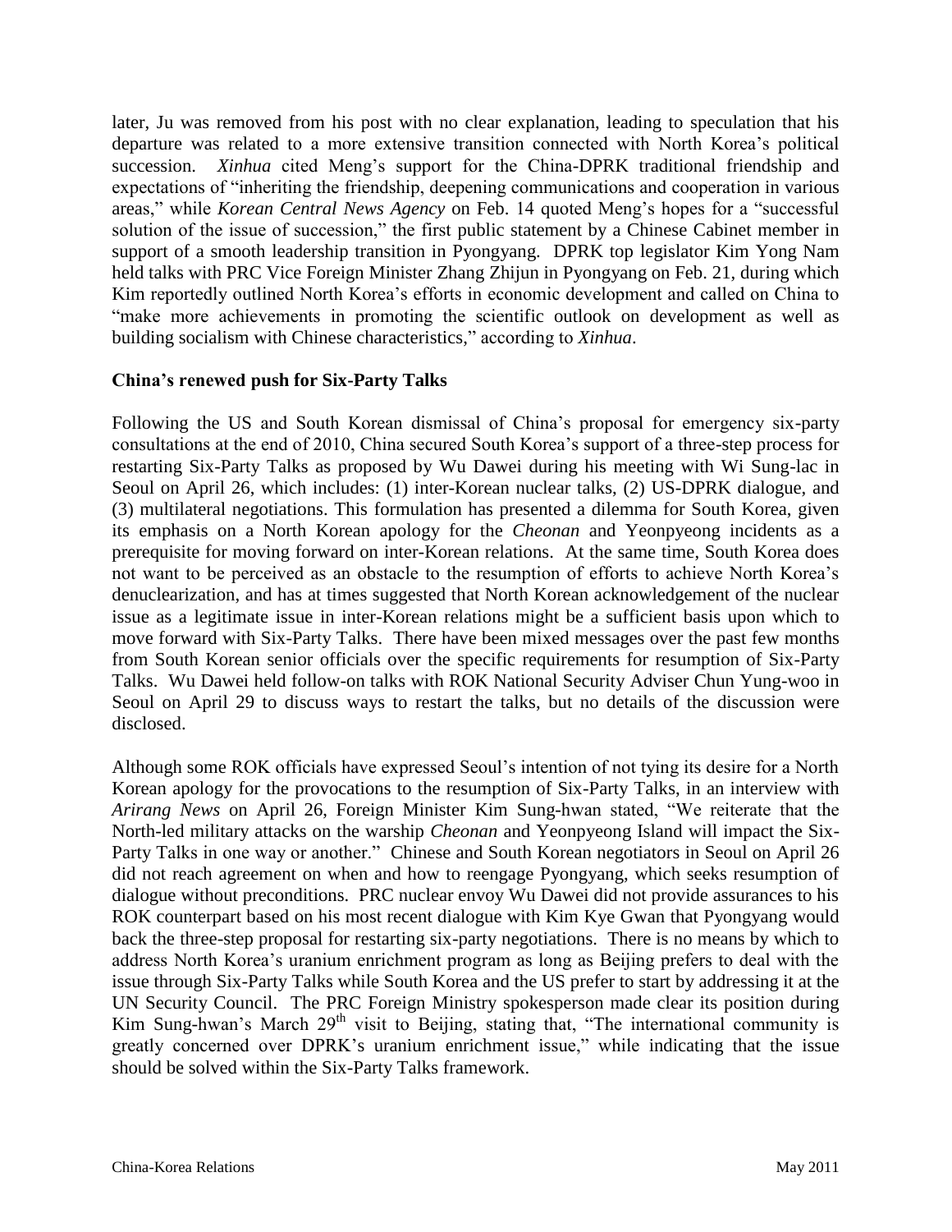later, Ju was removed from his post with no clear explanation, leading to speculation that his departure was related to a more extensive transition connected with North Korea's political succession. *Xinhua* cited Meng's support for the China-DPRK traditional friendship and expectations of "inheriting the friendship, deepening communications and cooperation in various areas," while *Korean Central News Agency* on Feb. 14 quoted Meng's hopes for a "successful solution of the issue of succession," the first public statement by a Chinese Cabinet member in support of a smooth leadership transition in Pyongyang. DPRK top legislator Kim Yong Nam held talks with PRC Vice Foreign Minister Zhang Zhijun in Pyongyang on Feb. 21, during which Kim reportedly outlined North Korea's efforts in economic development and called on China to "make more achievements in promoting the scientific outlook on development as well as building socialism with Chinese characteristics," according to *Xinhua*.

**China's renewed push for Six-Party Talks**

Following the US and South Korean dismissal of China's proposal for emergency six-party consultations at the end of 2010, China secured South Korea's support of a three-step process for restarting Six-Party Talks as proposed by Wu Dawei during his meeting with Wi Sung-lac in Seoul on April 26, which includes: (1) inter-Korean nuclear talks, (2) US-DPRK dialogue, and (3) multilateral negotiations. This formulation has presented a dilemma for South Korea, given its emphasis on a North Korean apology for the *Cheonan* and Yeonpyeong incidents as a prerequisite for moving forward on inter-Korean relations. At the same time, South Korea does not want to be perceived as an obstacle to the resumption of efforts to achieve North Korea's denuclearization, and has at times suggested that North Korean acknowledgement of the nuclear issue as a legitimate issue in inter-Korean relations might be a sufficient basis upon which to move forward with Six-Party Talks. There have been mixed messages over the past few months from South Korean senior officials over the specific requirements for resumption of Six-Party Talks. Wu Dawei held follow-on talks with ROK National Security Adviser Chun Yung-woo in Seoul on April 29 to discuss ways to restart the talks, but no details of the discussion were disclosed.

Although some ROK officials have expressed Seoul's intention of not tying its desire for a North Korean apology for the provocations to the resumption of Six-Party Talks, in an interview with *Arirang News* on April 26, Foreign Minister Kim Sung-hwan stated, "We reiterate that the North-led military attacks on the warship *Cheonan* and Yeonpyeong Island will impact the Six-Party Talks in one way or another." Chinese and South Korean negotiators in Seoul on April 26 did not reach agreement on when and how to reengage Pyongyang, which seeks resumption of dialogue without preconditions. PRC nuclear envoy Wu Dawei did not provide assurances to his ROK counterpart based on his most recent dialogue with Kim Kye Gwan that Pyongyang would back the three-step proposal for restarting six-party negotiations. There is no means by which to address North Korea's uranium enrichment program as long as Beijing prefers to deal with the issue through Six-Party Talks while South Korea and the US prefer to start by addressing it at the UN Security Council. The PRC Foreign Ministry spokesperson made clear its position during Kim Sung-hwan's March 29th visit to Beijing, stating that, "The international community is greatly concerned over DPRK's uranium enrichment issue," while indicating that the issue should be solved within the Six-Party Talks framework.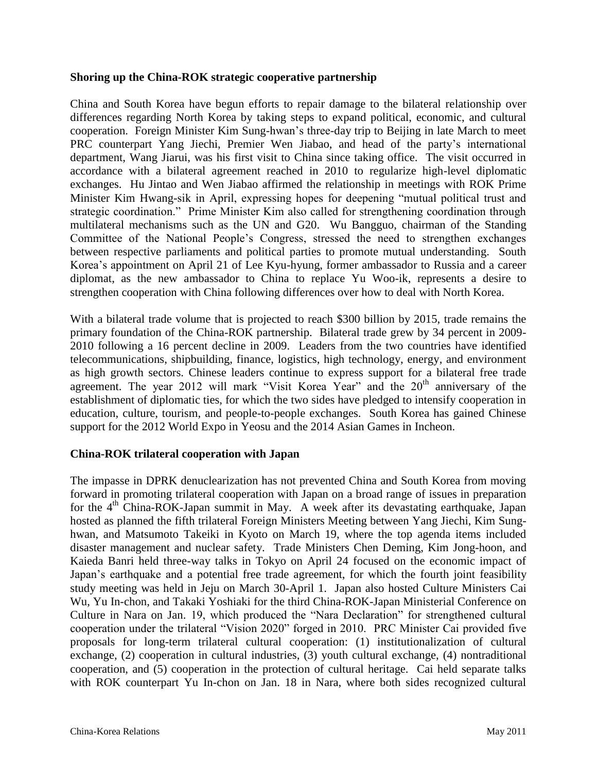**Shoring up the China-ROK strategic cooperative partnership**

China and South Korea have begun efforts to repair damage to the bilateral relationship over differences regarding North Korea by taking steps to expand political, economic, and cultural cooperation. Foreign Minister Kim Sung-hwan's three-day trip to Beijing in late March to meet PRC counterpart Yang Jiechi, Premier Wen Jiabao, and head of the party's international department, Wang Jiarui, was his first visit to China since taking office. The visit occurred in accordance with a bilateral agreement reached in 2010 to regularize high-level diplomatic exchanges. Hu Jintao and Wen Jiabao affirmed the relationship in meetings with ROK Prime Minister Kim Hwang-sik in April, expressing hopes for deepening "mutual political trust and strategic coordination." Prime Minister Kim also called for strengthening coordination through multilateral mechanisms such as the UN and G20. Wu Bangguo, chairman of the Standing Committee of the National People's Congress, stressed the need to strengthen exchanges between respective parliaments and political parties to promote mutual understanding. South Korea's appointment on April 21 of Lee Kyu-hyung, former ambassador to Russia and a career diplomat, as the new ambassador to China to replace Yu Woo-ik, represents a desire to strengthen cooperation with China following differences over how to deal with North Korea.

With a bilateral trade volume that is projected to reach \$300 billion by 2015, trade remains the primary foundation of the China-ROK partnership. Bilateral trade grew by 34 percent in 2009-2010 following a 16 percent decline in 2009. Leaders from the two countries have identified telecommunications, shipbuilding, finance, logistics, high technology, energy, and environment as high growth sectors. Chinese leaders continue to express support for a bilateral free trade agreement. The year 2012 will mark "Visit Korea Year" and the 20th anniversary of the establishment of diplomatic ties, for which the two sides have pledged to intensify cooperation in education, culture, tourism, and people-to-people exchanges. South Korea has gained Chinese support for the 2012 World Expo in Yeosu and the 2014 Asian Games in Incheon.

**China-ROK trilateral cooperation with Japan**

The impasse in DPRK denuclearization has not prevented China and South Korea from moving forward in promoting trilateral cooperation with Japan on a broad range of issues in preparation for the 4th China-ROK-Japan summit in May. A week after its devastating earthquake, Japan hosted as planned the fifth trilateral Foreign Ministers Meeting between Yang Jiechi, Kim Sung-hwan, and Matsumoto Takeiki in Kyoto on March 19, where the top agenda items included disaster management and nuclear safety. Trade Ministers Chen Deming, Kim Jong-hoon, and Kaieda Banri held three-way talks in Tokyo on April 24 focused on the economic impact of Japan's earthquake and a potential free trade agreement, for which the fourth joint feasibility study meeting was held in Jeju on March 30-April 1. Japan also hosted Culture Ministers Cai Wu, Yu In-chon, and Takaki Yoshiaki for the third China-ROK-Japan Ministerial Conference on Culture in Nara on Jan. 19, which produced the "Nara Declaration" for strengthened cultural cooperation under the trilateral "Vision 2020" forged in 2010. PRC Minister Cai provided five proposals for long-term trilateral cultural cooperation: (1) institutionalization of cultural exchange, (2) cooperation in cultural industries, (3) youth cultural exchange, (4) nontraditional cooperation, and (5) cooperation in the protection of cultural heritage. Cai held separate talks with ROK counterpart Yu In-chon on Jan. 18 in Nara, where both sides recognized cultural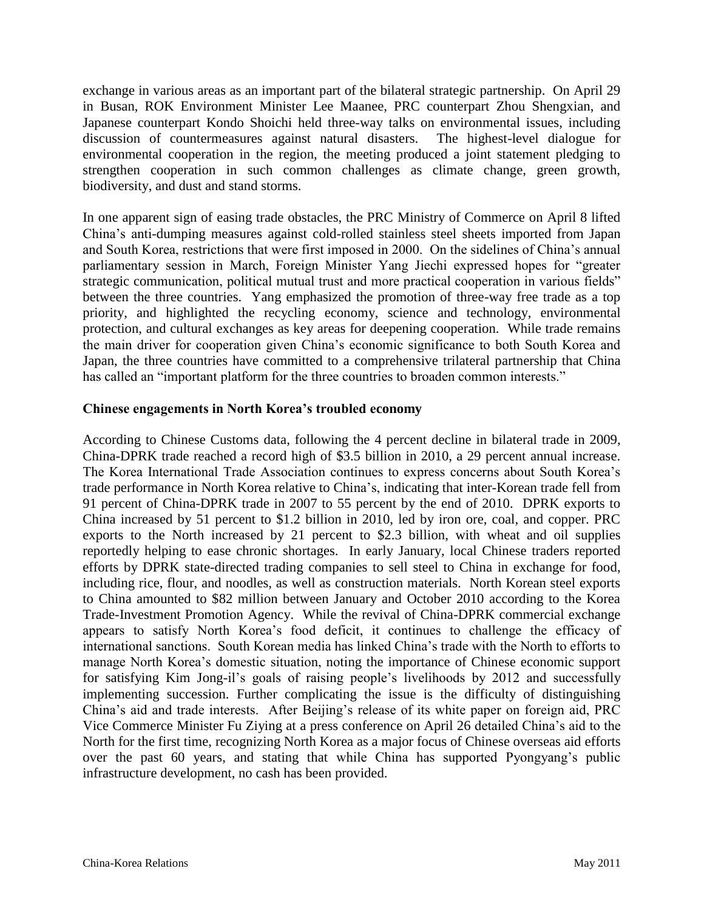exchange in various areas as an important part of the bilateral strategic partnership. On April 29 in Busan, ROK Environment Minister Lee Maanee, PRC counterpart Zhou Shengxian, and Japanese counterpart Kondo Shoichi held three-way talks on environmental issues, including discussion of countermeasures against natural disasters. The highest-level dialogue for environmental cooperation in the region, the meeting produced a joint statement pledging to strengthen cooperation in such common challenges as climate change, green growth, biodiversity, and dust and stand storms.

In one apparent sign of easing trade obstacles, the PRC Ministry of Commerce on April 8 lifted China's anti-dumping measures against cold-rolled stainless steel sheets imported from Japan and South Korea, restrictions that were first imposed in 2000. On the sidelines of China's annual parliamentary session in March, Foreign Minister Yang Jiechi expressed hopes for "greater strategic communication, political mutual trust and more practical cooperation in various fields" between the three countries. Yang emphasized the promotion of three-way free trade as a top priority, and highlighted the recycling economy, science and technology, environmental protection, and cultural exchanges as key areas for deepening cooperation. While trade remains the main driver for cooperation given China's economic significance to both South Korea and Japan, the three countries have committed to a comprehensive trilateral partnership that China has called an "important platform for the three countries to broaden common interests."

**Chinese engagements in North Korea's troubled economy**

According to Chinese Customs data, following the 4 percent decline in bilateral trade in 2009, China-DPRK trade reached a record high of $3.5 billion in 2010, a 29 percent annual increase. The Korea International Trade Association continues to express concerns about South Korea's trade performance in North Korea relative to China's, indicating that inter-Korean trade fell from 91 percent of China-DPRK trade in 2007 to 55 percent by the end of 2010. DPRK exports to China increased by 51 percent to $1.2 billion in 2010, led by iron ore, coal, and copper. PRC exports to the North increased by 21 percent to $2.3 billion, with wheat and oil supplies reportedly helping to ease chronic shortages. In early January, local Chinese traders reported efforts by DPRK state-directed trading companies to sell steel to China in exchange for food, including rice, flour, and noodles, as well as construction materials. North Korean steel exports to China amounted to $82 million between January and October 2010 according to the Korea Trade-Investment Promotion Agency. While the revival of China-DPRK commercial exchange appears to satisfy North Korea's food deficit, it continues to challenge the efficacy of international sanctions. South Korean media has linked China's trade with the North to efforts to manage North Korea's domestic situation, noting the importance of Chinese economic support for satisfying Kim Jong-il's goals of raising people's livelihoods by 2012 and successfully implementing succession. Further complicating the issue is the difficulty of distinguishing China's aid and trade interests. After Beijing's release of its white paper on foreign aid, PRC Vice Commerce Minister Fu Ziying at a press conference on April 26 detailed China's aid to the North for the first time, recognizing North Korea as a major focus of Chinese overseas aid efforts over the past 60 years, and stating that while China has supported Pyongyang's public infrastructure development, no cash has been provided.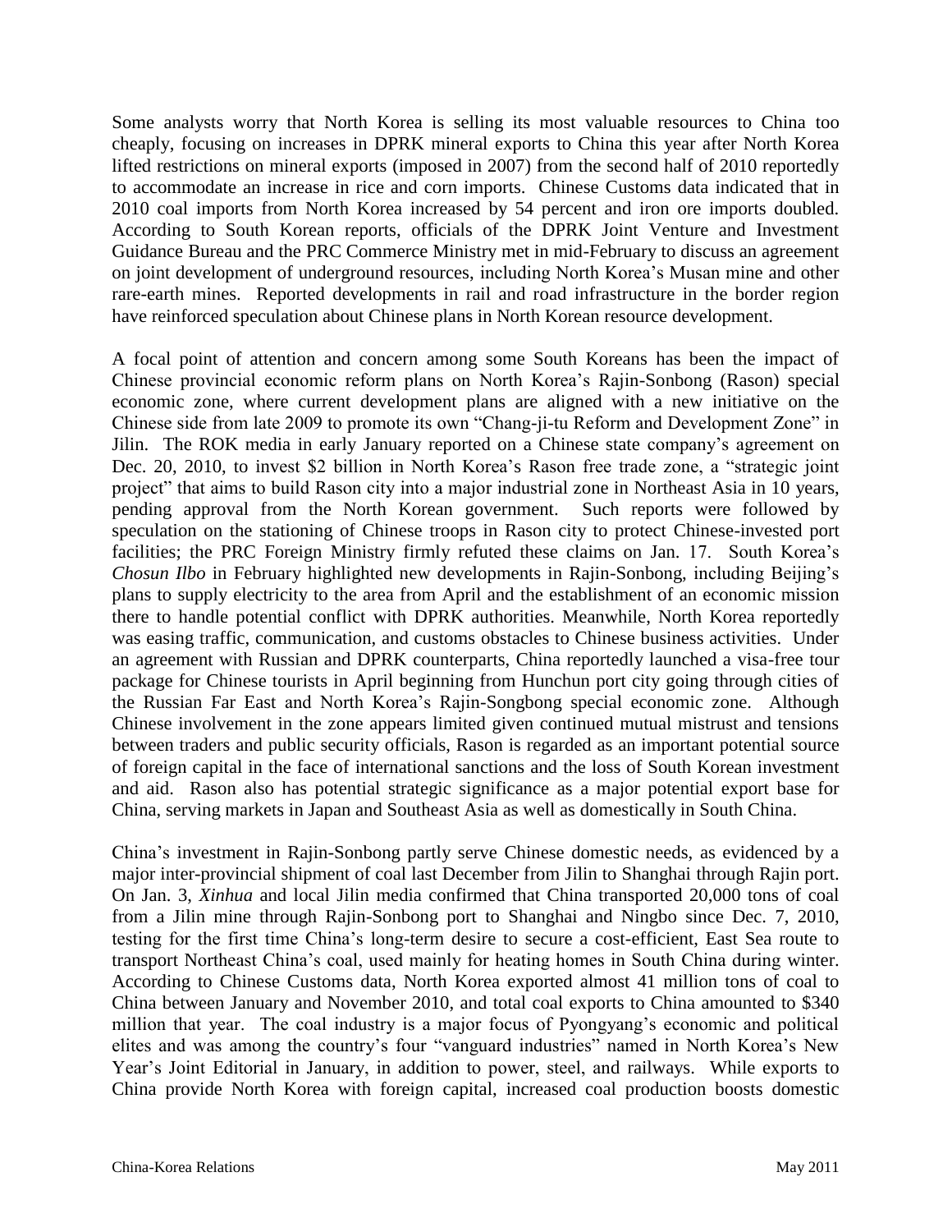Some analysts worry that North Korea is selling its most valuable resources to China too cheaply, focusing on increases in DPRK mineral exports to China this year after North Korea lifted restrictions on mineral exports (imposed in 2007) from the second half of 2010 reportedly to accommodate an increase in rice and corn imports. Chinese Customs data indicated that in 2010 coal imports from North Korea increased by 54 percent and iron ore imports doubled. According to South Korean reports, officials of the DPRK Joint Venture and Investment Guidance Bureau and the PRC Commerce Ministry met in mid-February to discuss an agreement on joint development of underground resources, including North Korea's Musan mine and other rare-earth mines. Reported developments in rail and road infrastructure in the border region have reinforced speculation about Chinese plans in North Korean resource development.

A focal point of attention and concern among some South Koreans has been the impact of Chinese provincial economic reform plans on North Korea's Rajin-Sonbong (Rason) special economic zone, where current development plans are aligned with a new initiative on the Chinese side from late 2009 to promote its own "Chang-ji-tu Reform and Development Zone" in Jilin. The ROK media in early January reported on a Chinese state company's agreement on Dec. 20, 2010, to invest $2 billion in North Korea's Rason free trade zone, a "strategic joint project" that aims to build Rason city into a major industrial zone in Northeast Asia in 10 years, pending approval from the North Korean government. Such reports were followed by speculation on the stationing of Chinese troops in Rason city to protect Chinese-invested port facilities; the PRC Foreign Ministry firmly refuted these claims on Jan. 17. South Korea's *Chosun Ilbo* in February highlighted new developments in Rajin-Sonbong, including Beijing's plans to supply electricity to the area from April and the establishment of an economic mission there to handle potential conflict with DPRK authorities. Meanwhile, North Korea reportedly was easing traffic, communication, and customs obstacles to Chinese business activities. Under an agreement with Russian and DPRK counterparts, China reportedly launched a visa-free tour package for Chinese tourists in April beginning from Hunchun port city going through cities of the Russian Far East and North Korea's Rajin-Songbong special economic zone. Although Chinese involvement in the zone appears limited given continued mutual mistrust and tensions between traders and public security officials, Rason is regarded as an important potential source of foreign capital in the face of international sanctions and the loss of South Korean investment and aid. Rason also has potential strategic significance as a major potential export base for China, serving markets in Japan and Southeast Asia as well as domestically in South China.

China's investment in Rajin-Sonbong partly serve Chinese domestic needs, as evidenced by a major inter-provincial shipment of coal last December from Jilin to Shanghai through Rajin port. On Jan. 3, *Xinhua* and local Jilin media confirmed that China transported 20,000 tons of coal from a Jilin mine through Rajin-Sonbong port to Shanghai and Ningbo since Dec. 7, 2010, testing for the first time China's long-term desire to secure a cost-efficient, East Sea route to transport Northeast China's coal, used mainly for heating homes in South China during winter. According to Chinese Customs data, North Korea exported almost 41 million tons of coal to China between January and November 2010, and total coal exports to China amounted to $340 million that year. The coal industry is a major focus of Pyongyang's economic and political elites and was among the country's four "vanguard industries" named in North Korea's New Year's Joint Editorial in January, in addition to power, steel, and railways. While exports to China provide North Korea with foreign capital, increased coal production boosts domestic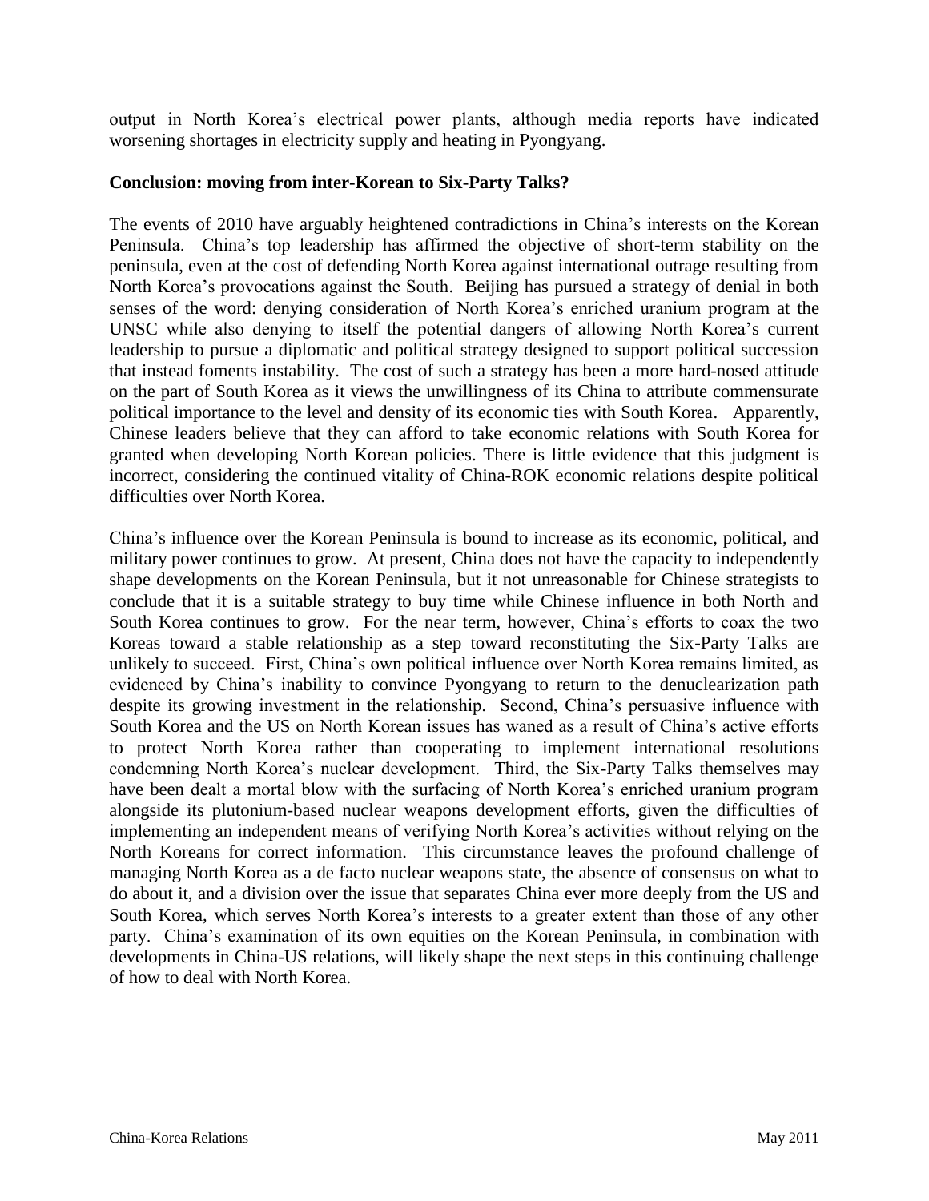output in North Korea's electrical power plants, although media reports have indicated worsening shortages in electricity supply and heating in Pyongyang.

**Conclusion: moving from inter-Korean to Six-Party Talks?**

The events of 2010 have arguably heightened contradictions in China's interests on the Korean Peninsula. China's top leadership has affirmed the objective of short-term stability on the peninsula, even at the cost of defending North Korea against international outrage resulting from North Korea's provocations against the South. Beijing has pursued a strategy of denial in both senses of the word: denying consideration of North Korea's enriched uranium program at the UNSC while also denying to itself the potential dangers of allowing North Korea's current leadership to pursue a diplomatic and political strategy designed to support political succession that instead foments instability. The cost of such a strategy has been a more hard-nosed attitude on the part of South Korea as it views the unwillingness of its China to attribute commensurate political importance to the level and density of its economic ties with South Korea. Apparently, Chinese leaders believe that they can afford to take economic relations with South Korea for granted when developing North Korean policies. There is little evidence that this judgment is incorrect, considering the continued vitality of China-ROK economic relations despite political difficulties over North Korea.

China's influence over the Korean Peninsula is bound to increase as its economic, political, and military power continues to grow. At present, China does not have the capacity to independently shape developments on the Korean Peninsula, but it not unreasonable for Chinese strategists to conclude that it is a suitable strategy to buy time while Chinese influence in both North and South Korea continues to grow. For the near term, however, China's efforts to coax the two Koreas toward a stable relationship as a step toward reconstituting the Six-Party Talks are unlikely to succeed. First, China's own political influence over North Korea remains limited, as evidenced by China's inability to convince Pyongyang to return to the denuclearization path despite its growing investment in the relationship. Second, China's persuasive influence with South Korea and the US on North Korean issues has waned as a result of China's active efforts to protect North Korea rather than cooperating to implement international resolutions condemning North Korea's nuclear development. Third, the Six-Party Talks themselves may have been dealt a mortal blow with the surfacing of North Korea's enriched uranium program alongside its plutonium-based nuclear weapons development efforts, given the difficulties of implementing an independent means of verifying North Korea's activities without relying on the North Koreans for correct information. This circumstance leaves the profound challenge of managing North Korea as a de facto nuclear weapons state, the absence of consensus on what to do about it, and a division over the issue that separates China ever more deeply from the US and South Korea, which serves North Korea's interests to a greater extent than those of any other party. China's examination of its own equities on the Korean Peninsula, in combination with developments in China-US relations, will likely shape the next steps in this continuing challenge of how to deal with North Korea.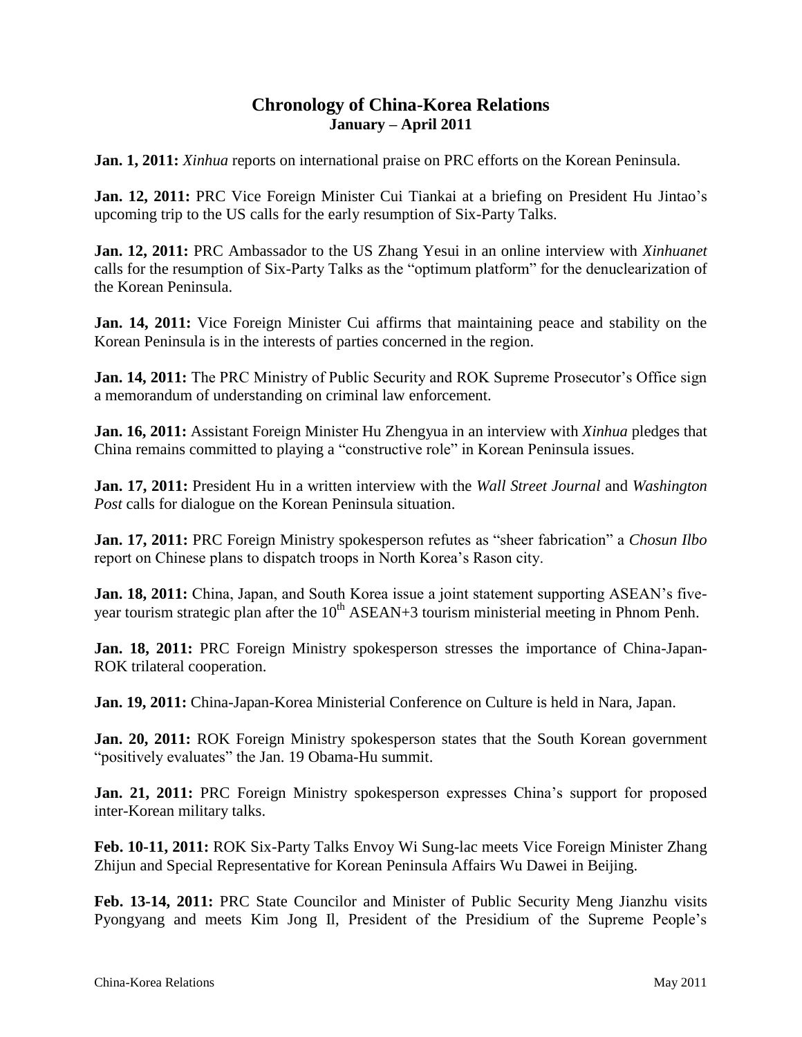# Chronology of China-Korea Relations
## January – April 2011

**Jan. 1, 2011:** *Xinhua* reports on international praise on PRC efforts on the Korean Peninsula.

**Jan. 12, 2011:** PRC Vice Foreign Minister Cui Tiankai at a briefing on President Hu Jintao's upcoming trip to the US calls for the early resumption of Six-Party Talks.

**Jan. 12, 2011:** PRC Ambassador to the US Zhang Yesui in an online interview with *Xinhuanet* calls for the resumption of Six-Party Talks as the "optimum platform" for the denuclearization of the Korean Peninsula.

**Jan. 14, 2011:** Vice Foreign Minister Cui affirms that maintaining peace and stability on the Korean Peninsula is in the interests of parties concerned in the region.

**Jan. 14, 2011:** The PRC Ministry of Public Security and ROK Supreme Prosecutor's Office sign a memorandum of understanding on criminal law enforcement.

**Jan. 16, 2011:** Assistant Foreign Minister Hu Zhengyua in an interview with *Xinhua* pledges that China remains committed to playing a "constructive role" in Korean Peninsula issues.

**Jan. 17, 2011:** President Hu in a written interview with the *Wall Street Journal* and *Washington Post* calls for dialogue on the Korean Peninsula situation.

**Jan. 17, 2011:** PRC Foreign Ministry spokesperson refutes as "sheer fabrication" a *Chosun Ilbo* report on Chinese plans to dispatch troops in North Korea's Rason city.

**Jan. 18, 2011:** China, Japan, and South Korea issue a joint statement supporting ASEAN's five-year tourism strategic plan after the 10th ASEAN+3 tourism ministerial meeting in Phnom Penh.

**Jan. 18, 2011:** PRC Foreign Ministry spokesperson stresses the importance of China-Japan-ROK trilateral cooperation.

**Jan. 19, 2011:** China-Japan-Korea Ministerial Conference on Culture is held in Nara, Japan.

**Jan. 20, 2011:** ROK Foreign Ministry spokesperson states that the South Korean government "positively evaluates" the Jan. 19 Obama-Hu summit.

**Jan. 21, 2011:** PRC Foreign Ministry spokesperson expresses China's support for proposed inter-Korean military talks.

**Feb. 10-11, 2011:** ROK Six-Party Talks Envoy Wi Sung-lac meets Vice Foreign Minister Zhang Zhijun and Special Representative for Korean Peninsula Affairs Wu Dawei in Beijing.

**Feb. 13-14, 2011:** PRC State Councilor and Minister of Public Security Meng Jianzhu visits Pyongyang and meets Kim Jong Il, President of the Presidium of the Supreme People's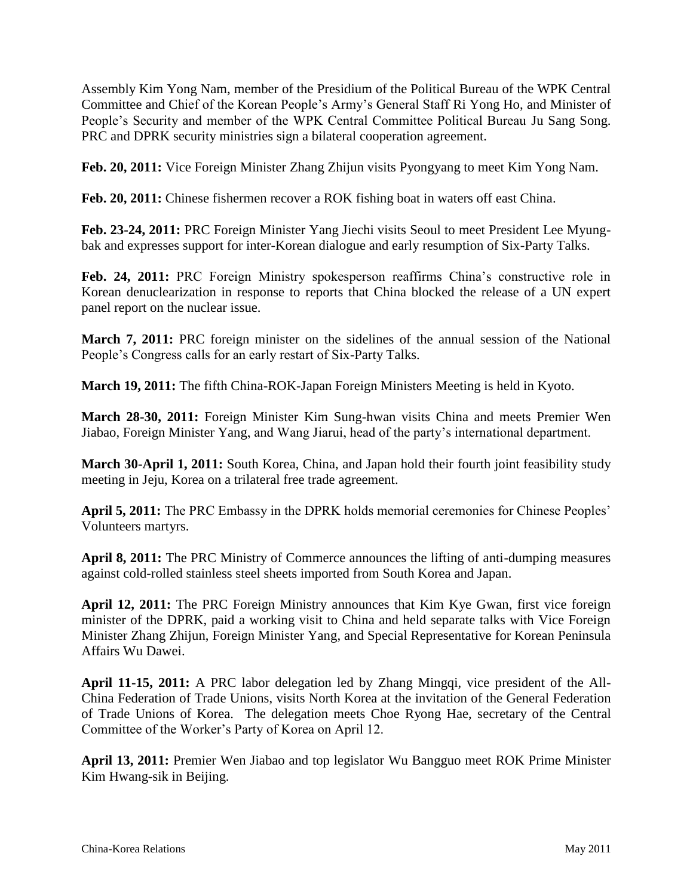Assembly Kim Yong Nam, member of the Presidium of the Political Bureau of the WPK Central Committee and Chief of the Korean People's Army's General Staff Ri Yong Ho, and Minister of People's Security and member of the WPK Central Committee Political Bureau Ju Sang Song. PRC and DPRK security ministries sign a bilateral cooperation agreement.

**Feb. 20, 2011:** Vice Foreign Minister Zhang Zhijun visits Pyongyang to meet Kim Yong Nam.

**Feb. 20, 2011:** Chinese fishermen recover a ROK fishing boat in waters off east China.

**Feb. 23-24, 2011:** PRC Foreign Minister Yang Jiechi visits Seoul to meet President Lee Myung-bak and expresses support for inter-Korean dialogue and early resumption of Six-Party Talks.

**Feb. 24, 2011:** PRC Foreign Ministry spokesperson reaffirms China's constructive role in Korean denuclearization in response to reports that China blocked the release of a UN expert panel report on the nuclear issue.

**March 7, 2011:** PRC foreign minister on the sidelines of the annual session of the National People's Congress calls for an early restart of Six-Party Talks.

**March 19, 2011:** The fifth China-ROK-Japan Foreign Ministers Meeting is held in Kyoto.

**March 28-30, 2011:** Foreign Minister Kim Sung-hwan visits China and meets Premier Wen Jiabao, Foreign Minister Yang, and Wang Jiarui, head of the party's international department.

**March 30-April 1, 2011:** South Korea, China, and Japan hold their fourth joint feasibility study meeting in Jeju, Korea on a trilateral free trade agreement.

**April 5, 2011:** The PRC Embassy in the DPRK holds memorial ceremonies for Chinese Peoples' Volunteers martyrs.

**April 8, 2011:** The PRC Ministry of Commerce announces the lifting of anti-dumping measures against cold-rolled stainless steel sheets imported from South Korea and Japan.

**April 12, 2011:** The PRC Foreign Ministry announces that Kim Kye Gwan, first vice foreign minister of the DPRK, paid a working visit to China and held separate talks with Vice Foreign Minister Zhang Zhijun, Foreign Minister Yang, and Special Representative for Korean Peninsula Affairs Wu Dawei.

**April 11-15, 2011:** A PRC labor delegation led by Zhang Mingqi, vice president of the All-China Federation of Trade Unions, visits North Korea at the invitation of the General Federation of Trade Unions of Korea. The delegation meets Choe Ryong Hae, secretary of the Central Committee of the Worker's Party of Korea on April 12.

**April 13, 2011:** Premier Wen Jiabao and top legislator Wu Bangguo meet ROK Prime Minister Kim Hwang-sik in Beijing.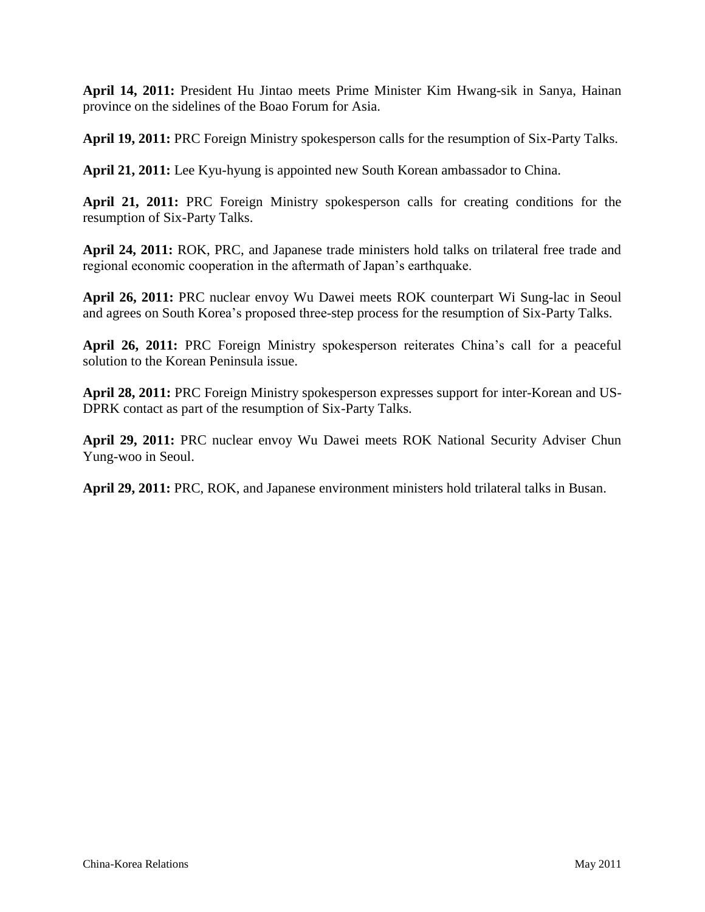**April 14, 2011:** President Hu Jintao meets Prime Minister Kim Hwang-sik in Sanya, Hainan province on the sidelines of the Boao Forum for Asia.

**April 19, 2011:** PRC Foreign Ministry spokesperson calls for the resumption of Six-Party Talks.

**April 21, 2011:** Lee Kyu-hyung is appointed new South Korean ambassador to China.

**April 21, 2011:** PRC Foreign Ministry spokesperson calls for creating conditions for the resumption of Six-Party Talks.

**April 24, 2011:** ROK, PRC, and Japanese trade ministers hold talks on trilateral free trade and regional economic cooperation in the aftermath of Japan's earthquake.

**April 26, 2011:** PRC nuclear envoy Wu Dawei meets ROK counterpart Wi Sung-lac in Seoul and agrees on South Korea's proposed three-step process for the resumption of Six-Party Talks.

**April 26, 2011:** PRC Foreign Ministry spokesperson reiterates China's call for a peaceful solution to the Korean Peninsula issue.

**April 28, 2011:** PRC Foreign Ministry spokesperson expresses support for inter-Korean and US-DPRK contact as part of the resumption of Six-Party Talks.

**April 29, 2011:** PRC nuclear envoy Wu Dawei meets ROK National Security Adviser Chun Yung-woo in Seoul.

**April 29, 2011:** PRC, ROK, and Japanese environment ministers hold trilateral talks in Busan.